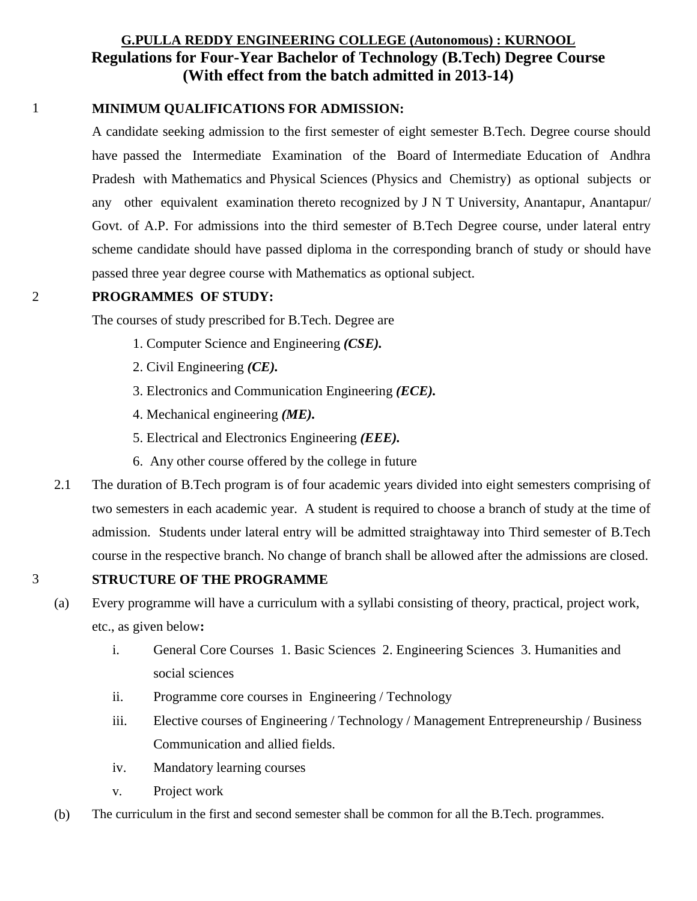**G.PULLA REDDY ENGINEERING COLLEGE (Autonomous) : KURNOOL**

# Regulations for Four-Year Bachelor of Technology (B.Tech) Degree Course (With effect from the batch admitted in 2013-14)

## 1 MINIMUM QUALIFICATIONS FOR ADMISSION:

A candidate seeking admission to the first semester of eight semester B.Tech. Degree course should have passed the Intermediate Examination of the Board of Intermediate Education of Andhra Pradesh with Mathematics and Physical Sciences (Physics and Chemistry) as optional subjects or any other equivalent examination thereto recognized by J N T University, Anantapur, Anantapur/ Govt. of A.P. For admissions into the third semester of B.Tech Degree course, under lateral entry scheme candidate should have passed diploma in the corresponding branch of study or should have passed three year degree course with Mathematics as optional subject.

## 2 PROGRAMMES OF STUDY:

The courses of study prescribed for B.Tech. Degree are

1. Computer Science and Engineering ***(CSE).***
2. Civil Engineering ***(CE).***
3. Electronics and Communication Engineering ***(ECE).***
4. Mechanical engineering ***(ME).***
5. Electrical and Electronics Engineering ***(EEE).***
6. Any other course offered by the college in future

2.1 The duration of B.Tech program is of four academic years divided into eight semesters comprising of two semesters in each academic year. A student is required to choose a branch of study at the time of admission. Students under lateral entry will be admitted straightaway into Third semester of B.Tech course in the respective branch. No change of branch shall be allowed after the admissions are closed.

## 3 STRUCTURE OF THE PROGRAMME

(a) Every programme will have a curriculum with a syllabi consisting of theory, practical, project work, etc., as given below**:**

i. General Core Courses 1. Basic Sciences 2. Engineering Sciences 3. Humanities and social sciences

ii. Programme core courses in Engineering / Technology

iii. Elective courses of Engineering / Technology / Management Entrepreneurship / Business Communication and allied fields.

iv. Mandatory learning courses

v. Project work

(b) The curriculum in the first and second semester shall be common for all the B.Tech. programmes.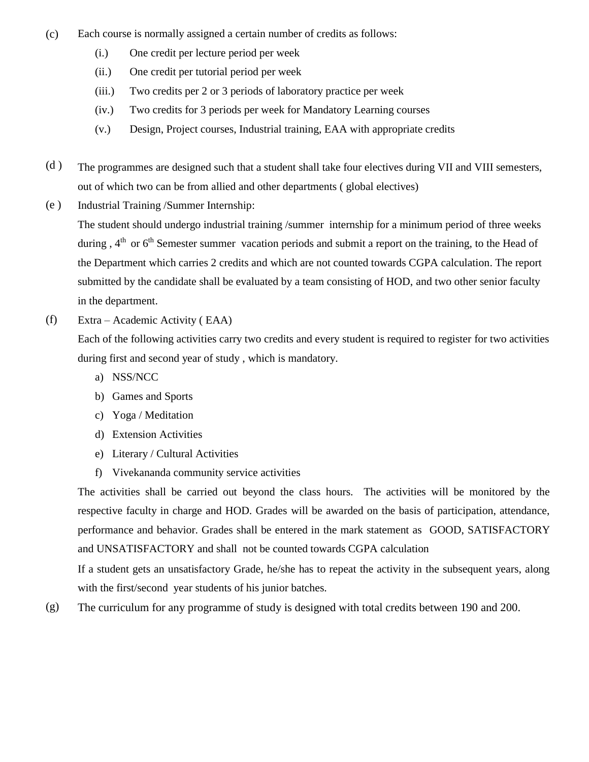(c) Each course is normally assigned a certain number of credits as follows:

- (i.) One credit per lecture period per week
- (ii.) One credit per tutorial period per week
- (iii.) Two credits per 2 or 3 periods of laboratory practice per week
- (iv.) Two credits for 3 periods per week for Mandatory Learning courses
- (v.) Design, Project courses, Industrial training, EAA with appropriate credits

(d ) The programmes are designed such that a student shall take four electives during VII and VIII semesters, out of which two can be from allied and other departments ( global electives)

(e ) Industrial Training /Summer Internship:

The student should undergo industrial training /summer internship for a minimum period of three weeks during , 4th or 6th Semester summer vacation periods and submit a report on the training, to the Head of the Department which carries 2 credits and which are not counted towards CGPA calculation. The report submitted by the candidate shall be evaluated by a team consisting of HOD, and two other senior faculty in the department.

(f) Extra – Academic Activity ( EAA)

Each of the following activities carry two credits and every student is required to register for two activities during first and second year of study , which is mandatory.

a) NSS/NCC
b) Games and Sports
c) Yoga / Meditation
d) Extension Activities
e) Literary / Cultural Activities
f) Vivekananda community service activities

The activities shall be carried out beyond the class hours. The activities will be monitored by the respective faculty in charge and HOD. Grades will be awarded on the basis of participation, attendance, performance and behavior. Grades shall be entered in the mark statement as GOOD, SATISFACTORY and UNSATISFACTORY and shall not be counted towards CGPA calculation

If a student gets an unsatisfactory Grade, he/she has to repeat the activity in the subsequent years, along with the first/second year students of his junior batches.

(g) The curriculum for any programme of study is designed with total credits between 190 and 200.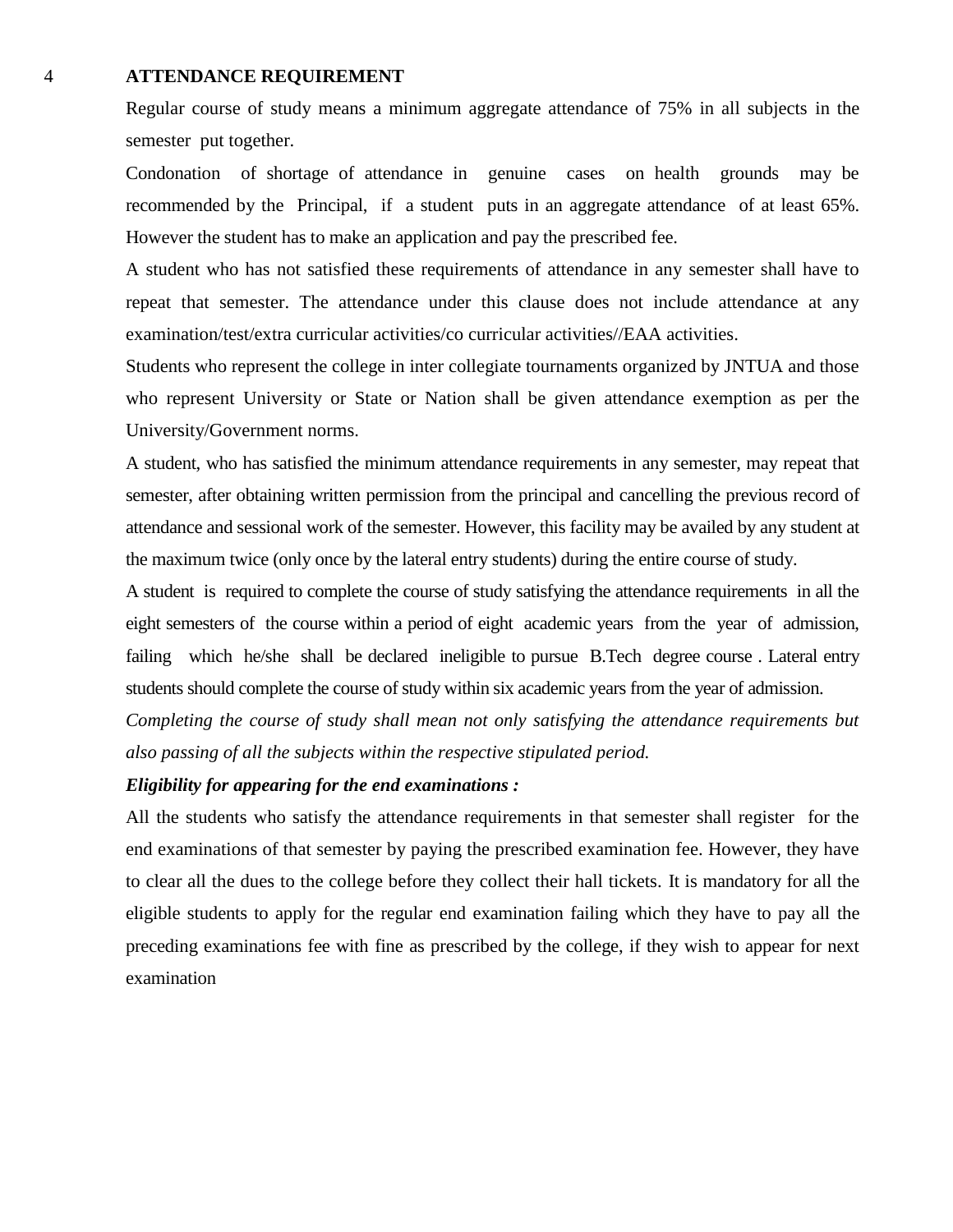## 4 ATTENDANCE REQUIREMENT

Regular course of study means a minimum aggregate attendance of 75% in all subjects in the semester put together.

Condonation of shortage of attendance in genuine cases on health grounds may be recommended by the Principal, if a student puts in an aggregate attendance of at least 65%. However the student has to make an application and pay the prescribed fee.

A student who has not satisfied these requirements of attendance in any semester shall have to repeat that semester. The attendance under this clause does not include attendance at any examination/test/extra curricular activities/co curricular activities//EAA activities.

Students who represent the college in inter collegiate tournaments organized by JNTUA and those who represent University or State or Nation shall be given attendance exemption as per the University/Government norms.

A student, who has satisfied the minimum attendance requirements in any semester, may repeat that semester, after obtaining written permission from the principal and cancelling the previous record of attendance and sessional work of the semester. However, this facility may be availed by any student at the maximum twice (only once by the lateral entry students) during the entire course of study.

A student is required to complete the course of study satisfying the attendance requirements in all the eight semesters of the course within a period of eight academic years from the year of admission, failing which he/she shall be declared ineligible to pursue B.Tech degree course . Lateral entry students should complete the course of study within six academic years from the year of admission.

*Completing the course of study shall mean not only satisfying the attendance requirements but also passing of all the subjects within the respective stipulated period.*

***Eligibility for appearing for the end examinations :***

All the students who satisfy the attendance requirements in that semester shall register for the end examinations of that semester by paying the prescribed examination fee. However, they have to clear all the dues to the college before they collect their hall tickets. It is mandatory for all the eligible students to apply for the regular end examination failing which they have to pay all the preceding examinations fee with fine as prescribed by the college, if they wish to appear for next examination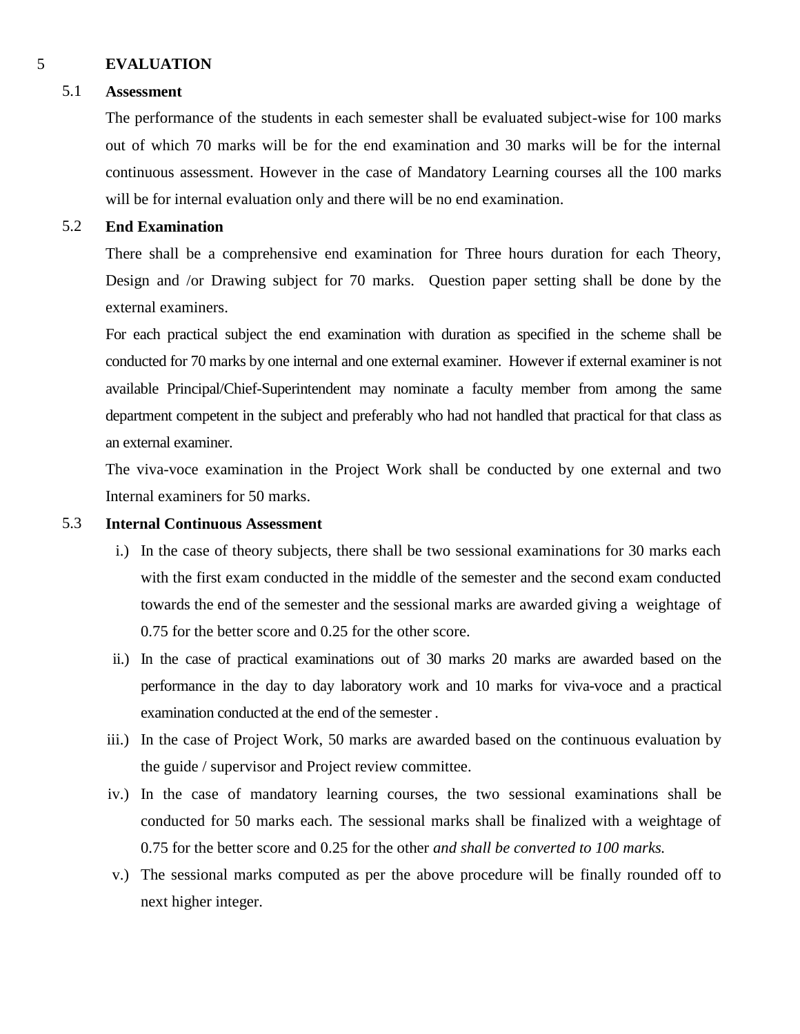# 5 EVALUATION

## 5.1 Assessment

The performance of the students in each semester shall be evaluated subject-wise for 100 marks out of which 70 marks will be for the end examination and 30 marks will be for the internal continuous assessment. However in the case of Mandatory Learning courses all the 100 marks will be for internal evaluation only and there will be no end examination.

## 5.2 End Examination

There shall be a comprehensive end examination for Three hours duration for each Theory, Design and /or Drawing subject for 70 marks. Question paper setting shall be done by the external examiners.

For each practical subject the end examination with duration as specified in the scheme shall be conducted for 70 marks by one internal and one external examiner. However if external examiner is not available Principal/Chief-Superintendent may nominate a faculty member from among the same department competent in the subject and preferably who had not handled that practical for that class as an external examiner.

The viva-voce examination in the Project Work shall be conducted by one external and two Internal examiners for 50 marks.

## 5.3 Internal Continuous Assessment

i.) In the case of theory subjects, there shall be two sessional examinations for 30 marks each with the first exam conducted in the middle of the semester and the second exam conducted towards the end of the semester and the sessional marks are awarded giving a weightage of 0.75 for the better score and 0.25 for the other score.

ii.) In the case of practical examinations out of 30 marks 20 marks are awarded based on the performance in the day to day laboratory work and 10 marks for viva-voce and a practical examination conducted at the end of the semester .

iii.) In the case of Project Work, 50 marks are awarded based on the continuous evaluation by the guide / supervisor and Project review committee.

iv.) In the case of mandatory learning courses, the two sessional examinations shall be conducted for 50 marks each. The sessional marks shall be finalized with a weightage of 0.75 for the better score and 0.25 for the other *and shall be converted to 100 marks.*

v.) The sessional marks computed as per the above procedure will be finally rounded off to next higher integer.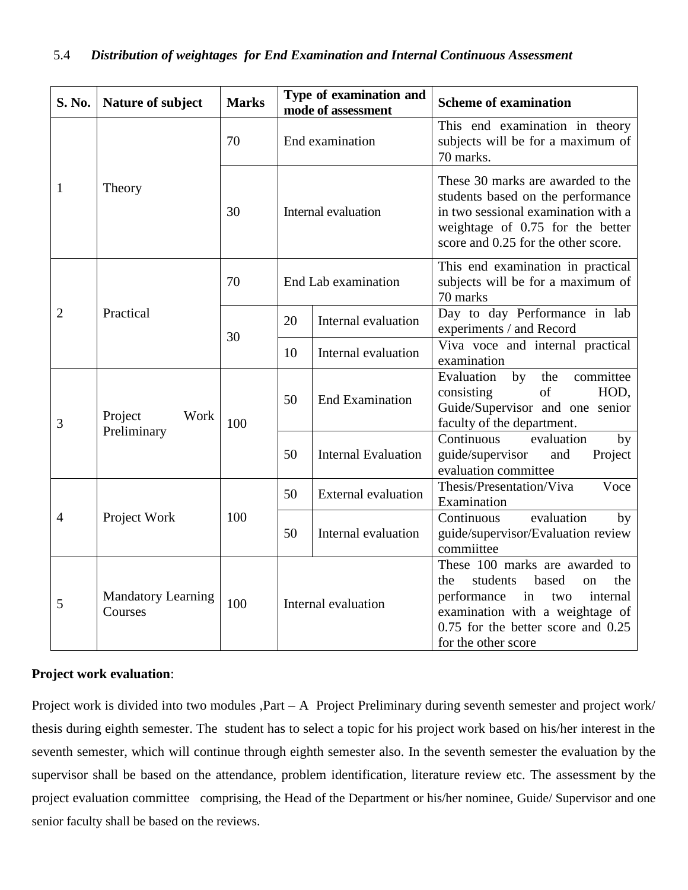5.4 ***Distribution of weightages for End Examination and Internal Continuous Assessment***

| S. No. | Nature of subject | Marks | Type of examination and mode of assessment | | Scheme of examination |
|---|---|---|---|---|---|
| 1 | Theory | 70 | End examination | | This end examination in theory subjects will be for a maximum of 70 marks. |
| | | 30 | Internal evaluation | | These 30 marks are awarded to the students based on the performance in two sessional examination with a weightage of 0.75 for the better score and 0.25 for the other score. |
| 2 | Practical | 70 | End Lab examination | | This end examination in practical subjects will be for a maximum of 70 marks |
| | | 30 | 20 | Internal evaluation | Day to day Performance in lab experiments / and Record |
| | | | 10 | Internal evaluation | Viva voce and internal practical examination |
| 3 | Project Work Preliminary | 100 | 50 | End Examination | Evaluation by the committee consisting of HOD, Guide/Supervisor and one senior faculty of the department. |
| | | | 50 | Internal Evaluation | Continuous evaluation by guide/supervisor and Project evaluation committee |
| 4 | Project Work | 100 | 50 | External evaluation | Thesis/Presentation/Viva Voce Examination |
| | | | 50 | Internal evaluation | Continuous evaluation by guide/supervisor/Evaluation review commiittee |
| 5 | Mandatory Learning Courses | 100 | Internal evaluation | | These 100 marks are awarded to the students based on the performance in two internal examination with a weightage of 0.75 for the better score and 0.25 for the other score |

**Project work evaluation**:

Project work is divided into two modules ,Part – A Project Preliminary during seventh semester and project work/ thesis during eighth semester. The student has to select a topic for his project work based on his/her interest in the seventh semester, which will continue through eighth semester also. In the seventh semester the evaluation by the supervisor shall be based on the attendance, problem identification, literature review etc. The assessment by the project evaluation committee comprising, the Head of the Department or his/her nominee, Guide/ Supervisor and one senior faculty shall be based on the reviews.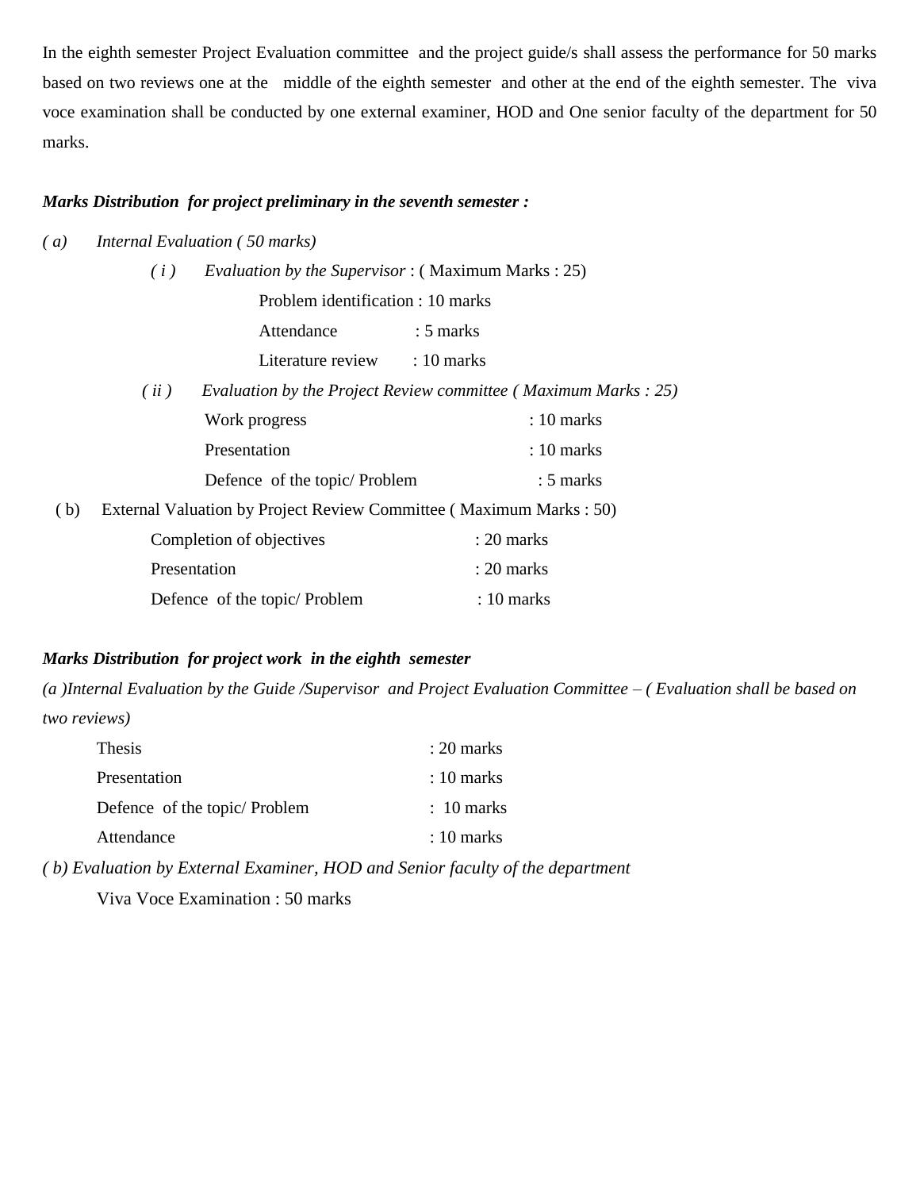In the eighth semester Project Evaluation committee and the project guide/s shall assess the performance for 50 marks based on two reviews one at the middle of the eighth semester and other at the end of the eighth semester. The viva voce examination shall be conducted by one external examiner, HOD and One senior faculty of the department for 50 marks.

***Marks Distribution for project preliminary in the seventh semester :***

*( a )* *Internal Evaluation ( 50 marks)*

*( i )* *Evaluation by the Supervisor* : ( Maximum Marks : 25)

- Problem identification : 10 marks
- Attendance : 5 marks
- Literature review : 10 marks

*( ii )* *Evaluation by the Project Review committee ( Maximum Marks : 25)*

- Work progress : 10 marks
- Presentation : 10 marks
- Defence of the topic/ Problem : 5 marks

( b ) External Valuation by Project Review Committee ( Maximum Marks : 50)

- Completion of objectives : 20 marks
- Presentation : 20 marks
- Defence of the topic/ Problem : 10 marks

***Marks Distribution for project work in the eighth semester***

*(a )Internal Evaluation by the Guide /Supervisor and Project Evaluation Committee – ( Evaluation shall be based on two reviews)*

- Thesis : 20 marks
- Presentation : 10 marks
- Defence of the topic/ Problem : 10 marks
- Attendance : 10 marks

*( b) Evaluation by External Examiner, HOD and Senior faculty of the department*

Viva Voce Examination : 50 marks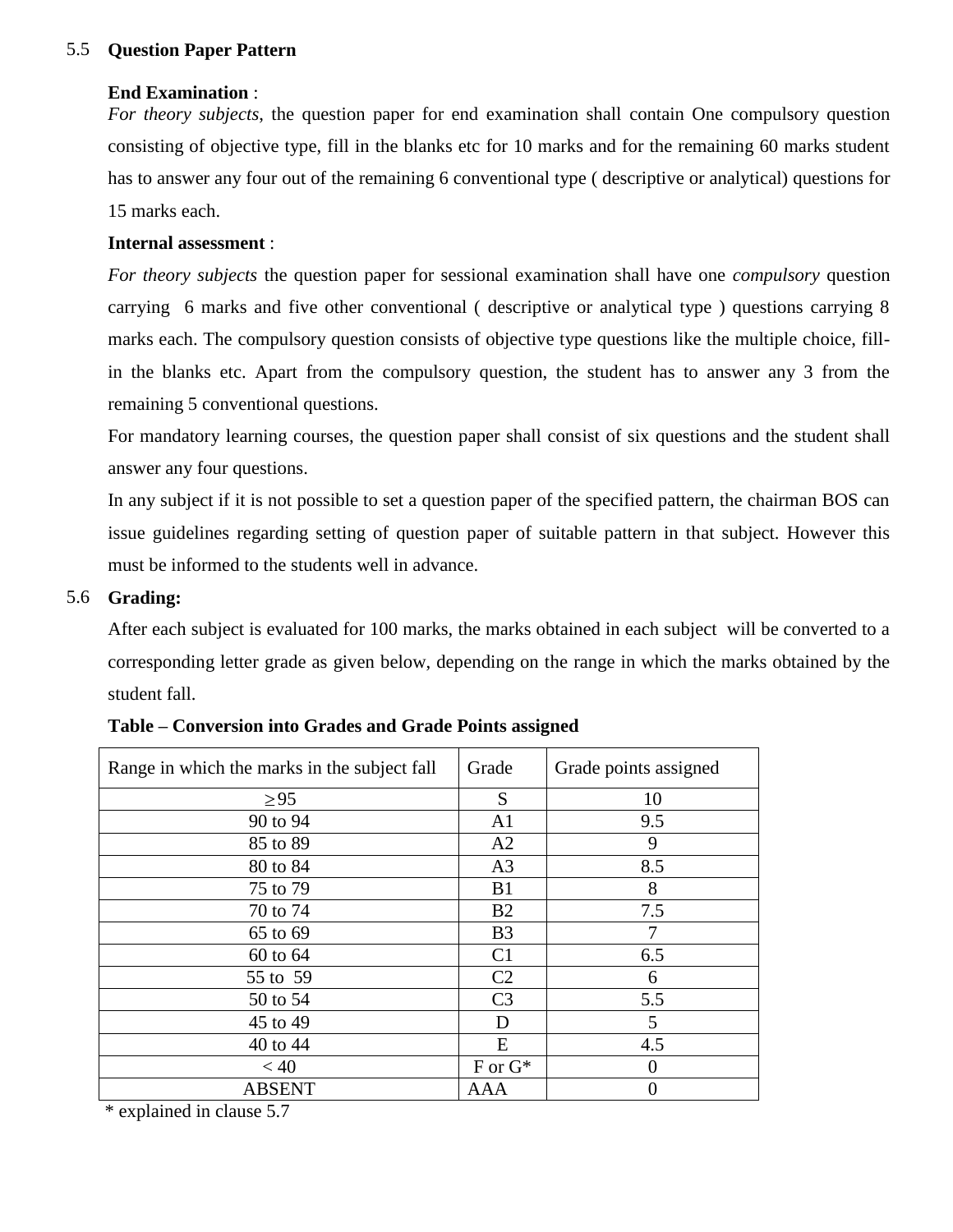## 5.5 Question Paper Pattern

**End Examination** :

*For theory subjects*, the question paper for end examination shall contain One compulsory question consisting of objective type, fill in the blanks etc for 10 marks and for the remaining 60 marks student has to answer any four out of the remaining 6 conventional type ( descriptive or analytical) questions for 15 marks each.

**Internal assessment** :

*For theory subjects* the question paper for sessional examination shall have one *compulsory* question carrying 6 marks and five other conventional ( descriptive or analytical type ) questions carrying 8 marks each. The compulsory question consists of objective type questions like the multiple choice, fill-in the blanks etc. Apart from the compulsory question, the student has to answer any 3 from the remaining 5 conventional questions.

For mandatory learning courses, the question paper shall consist of six questions and the student shall answer any four questions.

In any subject if it is not possible to set a question paper of the specified pattern, the chairman BOS can issue guidelines regarding setting of question paper of suitable pattern in that subject. However this must be informed to the students well in advance.

## 5.6 Grading:

After each subject is evaluated for 100 marks, the marks obtained in each subject will be converted to a corresponding letter grade as given below, depending on the range in which the marks obtained by the student fall.

**Table – Conversion into Grades and Grade Points assigned**

| Range in which the marks in the subject fall | Grade | Grade points assigned |
|---|---|---|
| $\geq 95$ | S | 10 |
| 90 to 94 | A1 | 9.5 |
| 85 to 89 | A2 | 9 |
| 80 to 84 | A3 | 8.5 |
| 75 to 79 | B1 | 8 |
| 70 to 74 | B2 | 7.5 |
| 65 to 69 | B3 | 7 |
| 60 to 64 | C1 | 6.5 |
| 55 to 59 | C2 | 6 |
| 50 to 54 | C3 | 5.5 |
| 45 to 49 | D | 5 |
| 40 to 44 | E | 4.5 |
| < 40 | F or G* | 0 |
| ABSENT | AAA | 0 |

* explained in clause 5.7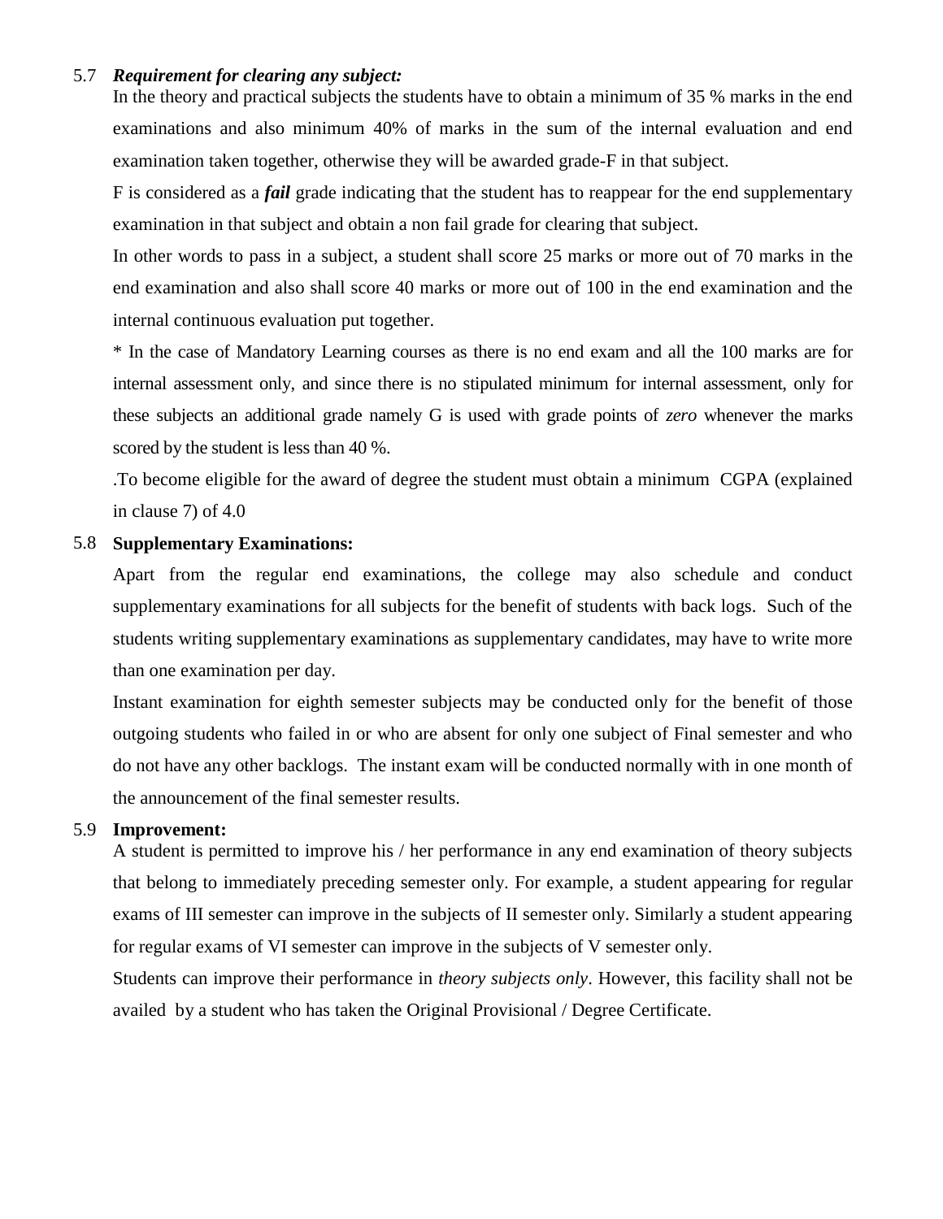5.7 ***Requirement for clearing any subject:***

In the theory and practical subjects the students have to obtain a minimum of 35 % marks in the end examinations and also minimum 40% of marks in the sum of the internal evaluation and end examination taken together, otherwise they will be awarded grade-F in that subject.

F is considered as a ***fail*** grade indicating that the student has to reappear for the end supplementary examination in that subject and obtain a non fail grade for clearing that subject.

In other words to pass in a subject, a student shall score 25 marks or more out of 70 marks in the end examination and also shall score 40 marks or more out of 100 in the end examination and the internal continuous evaluation put together.

* In the case of Mandatory Learning courses as there is no end exam and all the 100 marks are for internal assessment only, and since there is no stipulated minimum for internal assessment, only for these subjects an additional grade namely G is used with grade points of *zero* whenever the marks scored by the student is less than 40 %.

.To become eligible for the award of degree the student must obtain a minimum CGPA (explained in clause 7) of 4.0

5.8 **Supplementary Examinations:**

Apart from the regular end examinations, the college may also schedule and conduct supplementary examinations for all subjects for the benefit of students with back logs. Such of the students writing supplementary examinations as supplementary candidates, may have to write more than one examination per day.

Instant examination for eighth semester subjects may be conducted only for the benefit of those outgoing students who failed in or who are absent for only one subject of Final semester and who do not have any other backlogs. The instant exam will be conducted normally with in one month of the announcement of the final semester results.

5.9 **Improvement:**

A student is permitted to improve his / her performance in any end examination of theory subjects that belong to immediately preceding semester only. For example, a student appearing for regular exams of III semester can improve in the subjects of II semester only. Similarly a student appearing for regular exams of VI semester can improve in the subjects of V semester only.

Students can improve their performance in *theory subjects only*. However, this facility shall not be availed by a student who has taken the Original Provisional / Degree Certificate.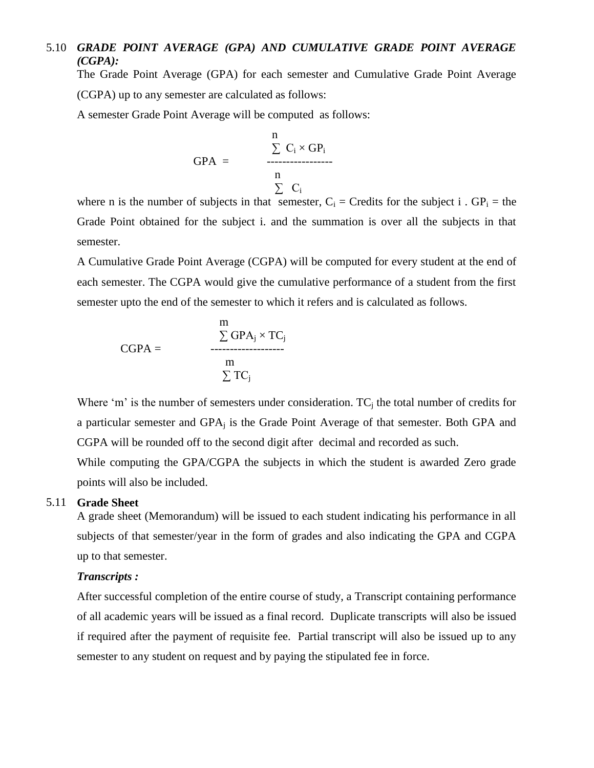### 5.10 *GRADE POINT AVERAGE (GPA) AND CUMULATIVE GRADE POINT AVERAGE (CGPA):*

The Grade Point Average (GPA) for each semester and Cumulative Grade Point Average (CGPA) up to any semester are calculated as follows:

A semester Grade Point Average will be computed as follows:

$$GPA = \frac{\sum^{n} C_i \times GP_i}{\sum^{n} C_i}$$

where n is the number of subjects in that semester, $C_i$ = Credits for the subject i . $GP_i$ = the Grade Point obtained for the subject i. and the summation is over all the subjects in that semester.

A Cumulative Grade Point Average (CGPA) will be computed for every student at the end of each semester. The CGPA would give the cumulative performance of a student from the first semester upto the end of the semester to which it refers and is calculated as follows.

$$CGPA = \frac{\sum^{m} GPA_j \times TC_j}{\sum^{m} TC_j}$$

Where 'm' is the number of semesters under consideration. $TC_j$ the total number of credits for a particular semester and $GPA_j$ is the Grade Point Average of that semester. Both GPA and CGPA will be rounded off to the second digit after decimal and recorded as such.

While computing the GPA/CGPA the subjects in which the student is awarded Zero grade points will also be included.

### 5.11 **Grade Sheet**

A grade sheet (Memorandum) will be issued to each student indicating his performance in all subjects of that semester/year in the form of grades and also indicating the GPA and CGPA up to that semester.

***Transcripts :***

After successful completion of the entire course of study, a Transcript containing performance of all academic years will be issued as a final record. Duplicate transcripts will also be issued if required after the payment of requisite fee. Partial transcript will also be issued up to any semester to any student on request and by paying the stipulated fee in force.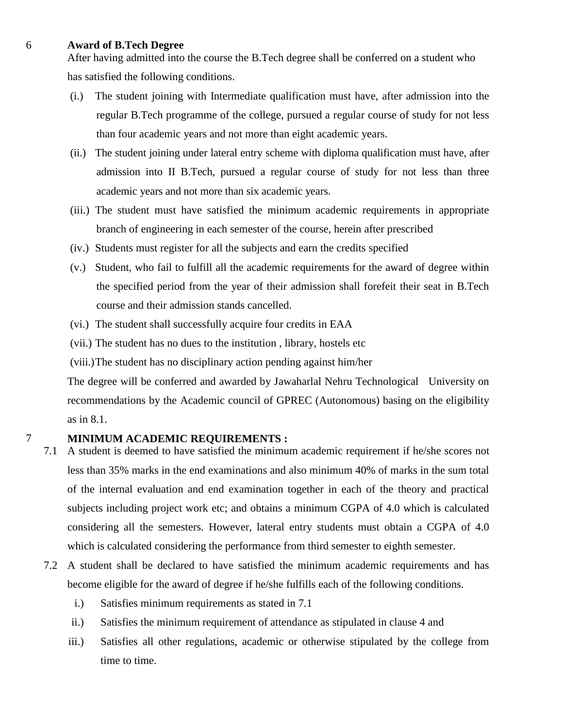## 6 Award of B.Tech Degree

After having admitted into the course the B.Tech degree shall be conferred on a student who has satisfied the following conditions.

(i.) The student joining with Intermediate qualification must have, after admission into the regular B.Tech programme of the college, pursued a regular course of study for not less than four academic years and not more than eight academic years.

(ii.) The student joining under lateral entry scheme with diploma qualification must have, after admission into II B.Tech, pursued a regular course of study for not less than three academic years and not more than six academic years.

(iii.) The student must have satisfied the minimum academic requirements in appropriate branch of engineering in each semester of the course, herein after prescribed

(iv.) Students must register for all the subjects and earn the credits specified

(v.) Student, who fail to fulfill all the academic requirements for the award of degree within the specified period from the year of their admission shall forefeit their seat in B.Tech course and their admission stands cancelled.

(vi.) The student shall successfully acquire four credits in EAA

(vii.) The student has no dues to the institution , library, hostels etc

(viii.) The student has no disciplinary action pending against him/her

The degree will be conferred and awarded by Jawaharlal Nehru Technological University on recommendations by the Academic council of GPREC (Autonomous) basing on the eligibility as in 8.1.

## 7 MINIMUM ACADEMIC REQUIREMENTS :

7.1 A student is deemed to have satisfied the minimum academic requirement if he/she scores not less than 35% marks in the end examinations and also minimum 40% of marks in the sum total of the internal evaluation and end examination together in each of the theory and practical subjects including project work etc; and obtains a minimum CGPA of 4.0 which is calculated considering all the semesters. However, lateral entry students must obtain a CGPA of 4.0 which is calculated considering the performance from third semester to eighth semester.

7.2 A student shall be declared to have satisfied the minimum academic requirements and has become eligible for the award of degree if he/she fulfills each of the following conditions.

i.) Satisfies minimum requirements as stated in 7.1

ii.) Satisfies the minimum requirement of attendance as stipulated in clause 4 and

iii.) Satisfies all other regulations, academic or otherwise stipulated by the college from time to time.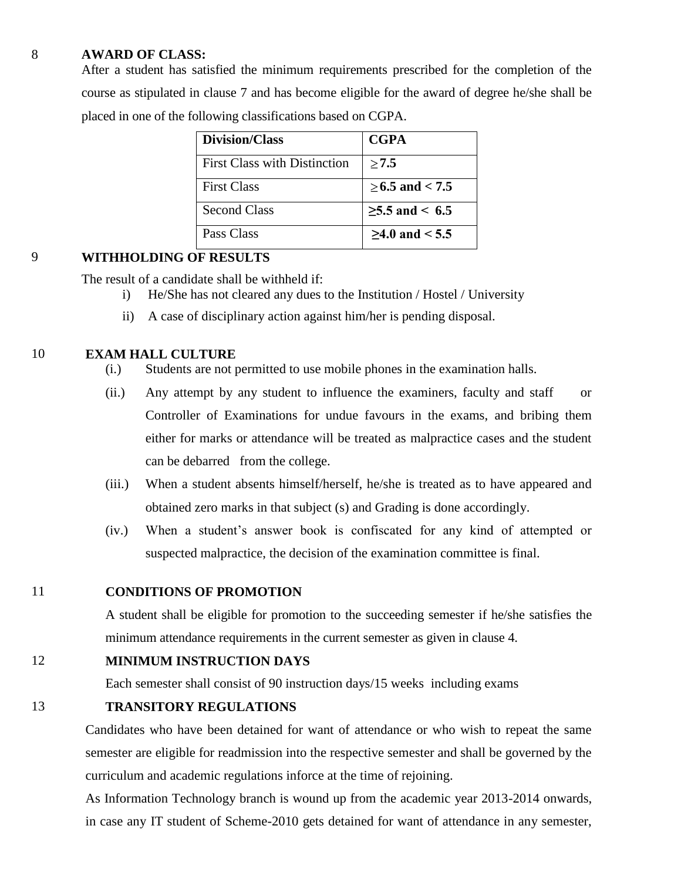## 8 AWARD OF CLASS:

After a student has satisfied the minimum requirements prescribed for the completion of the course as stipulated in clause 7 and has become eligible for the award of degree he/she shall be placed in one of the following classifications based on CGPA.

| Division/Class | CGPA |
|---|---|
| First Class with Distinction | **≥ 7.5** |
| First Class | **≥ 6.5 and < 7.5** |
| Second Class | **≥5.5 and < 6.5** |
| Pass Class | **≥4.0 and < 5.5** |

## 9 WITHHOLDING OF RESULTS

The result of a candidate shall be withheld if:

i) He/She has not cleared any dues to the Institution / Hostel / University

ii) A case of disciplinary action against him/her is pending disposal.

## 10 EXAM HALL CULTURE

(i.) Students are not permitted to use mobile phones in the examination halls.

(ii.) Any attempt by any student to influence the examiners, faculty and staff or Controller of Examinations for undue favours in the exams, and bribing them either for marks or attendance will be treated as malpractice cases and the student can be debarred from the college.

(iii.) When a student absents himself/herself, he/she is treated as to have appeared and obtained zero marks in that subject (s) and Grading is done accordingly.

(iv.) When a student's answer book is confiscated for any kind of attempted or suspected malpractice, the decision of the examination committee is final.

## 11 CONDITIONS OF PROMOTION

A student shall be eligible for promotion to the succeeding semester if he/she satisfies the minimum attendance requirements in the current semester as given in clause 4.

## 12 MINIMUM INSTRUCTION DAYS

Each semester shall consist of 90 instruction days/15 weeks including exams

## 13 TRANSITORY REGULATIONS

Candidates who have been detained for want of attendance or who wish to repeat the same semester are eligible for readmission into the respective semester and shall be governed by the curriculum and academic regulations inforce at the time of rejoining.

As Information Technology branch is wound up from the academic year 2013-2014 onwards, in case any IT student of Scheme-2010 gets detained for want of attendance in any semester,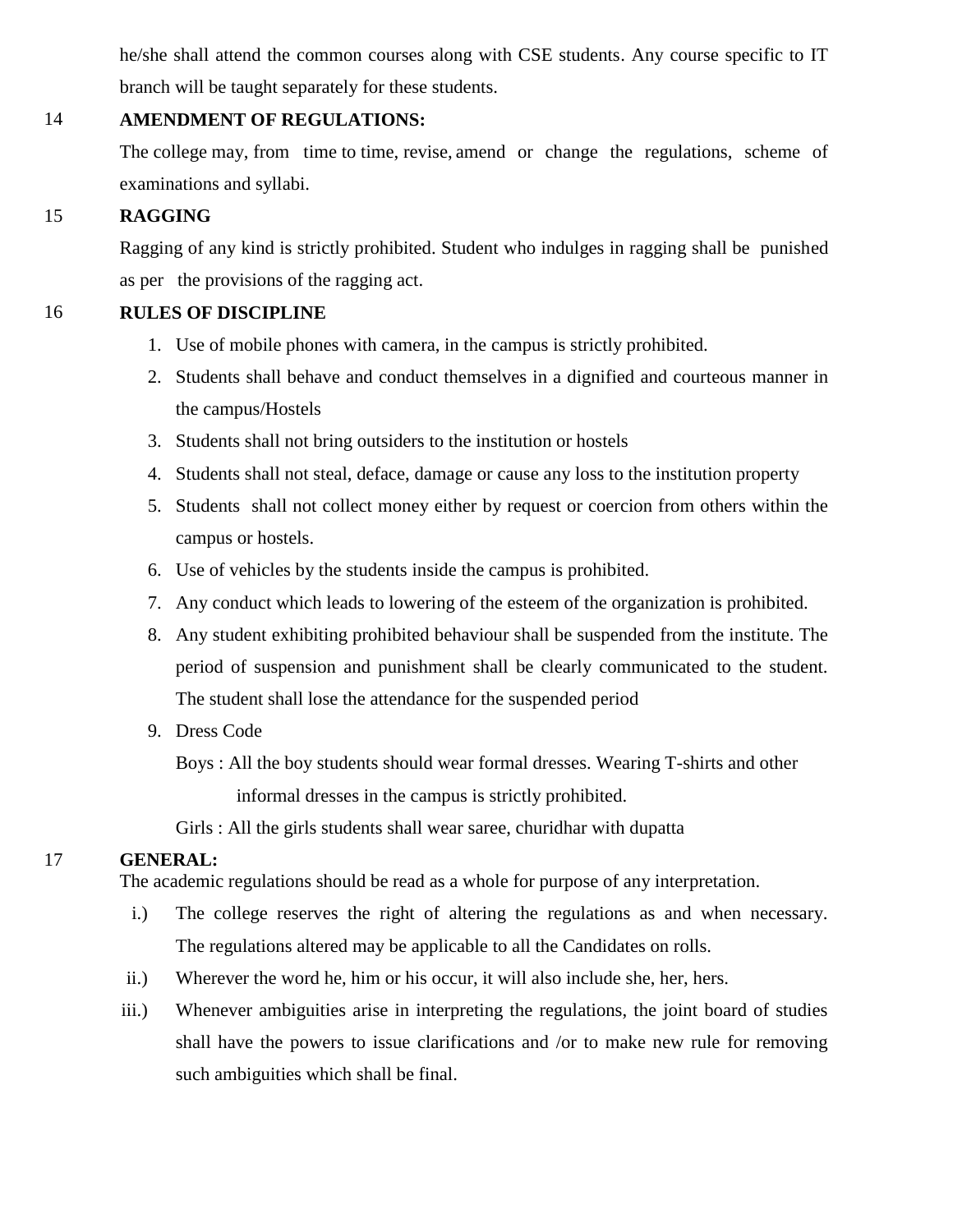he/she shall attend the common courses along with CSE students. Any course specific to IT branch will be taught separately for these students.

## 14 AMENDMENT OF REGULATIONS:

The college may, from time to time, revise, amend or change the regulations, scheme of examinations and syllabi.

## 15 RAGGING

Ragging of any kind is strictly prohibited. Student who indulges in ragging shall be punished as per the provisions of the ragging act.

## 16 RULES OF DISCIPLINE

1. Use of mobile phones with camera, in the campus is strictly prohibited.
2. Students shall behave and conduct themselves in a dignified and courteous manner in the campus/Hostels
3. Students shall not bring outsiders to the institution or hostels
4. Students shall not steal, deface, damage or cause any loss to the institution property
5. Students shall not collect money either by request or coercion from others within the campus or hostels.
6. Use of vehicles by the students inside the campus is prohibited.
7. Any conduct which leads to lowering of the esteem of the organization is prohibited.
8. Any student exhibiting prohibited behaviour shall be suspended from the institute. The period of suspension and punishment shall be clearly communicated to the student. The student shall lose the attendance for the suspended period
9. Dress Code

   Boys : All the boy students should wear formal dresses. Wearing T-shirts and other informal dresses in the campus is strictly prohibited.

   Girls : All the girls students shall wear saree, churidhar with dupatta

## 17 GENERAL:

The academic regulations should be read as a whole for purpose of any interpretation.

i.) The college reserves the right of altering the regulations as and when necessary. The regulations altered may be applicable to all the Candidates on rolls.

ii.) Wherever the word he, him or his occur, it will also include she, her, hers.

iii.) Whenever ambiguities arise in interpreting the regulations, the joint board of studies shall have the powers to issue clarifications and /or to make new rule for removing such ambiguities which shall be final.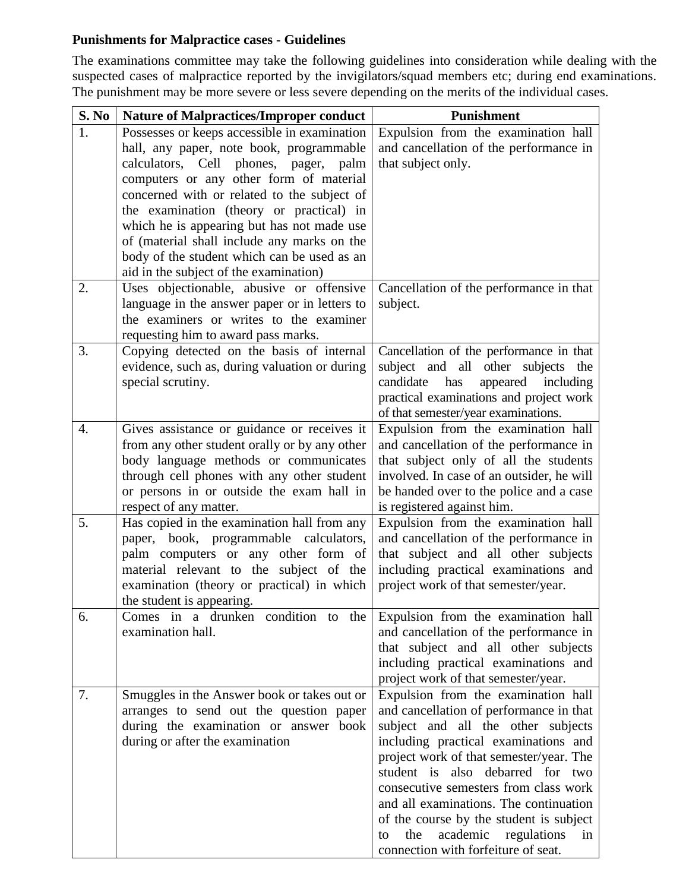**Punishments for Malpractice cases - Guidelines**

The examinations committee may take the following guidelines into consideration while dealing with the suspected cases of malpractice reported by the invigilators/squad members etc; during end examinations. The punishment may be more severe or less severe depending on the merits of the individual cases.

| S. No | Nature of Malpractices/Improper conduct | Punishment |
|---|---|---|
| 1. | Possesses or keeps accessible in examination hall, any paper, note book, programmable calculators, Cell phones, pager, palm computers or any other form of material concerned with or related to the subject of the examination (theory or practical) in which he is appearing but has not made use of (material shall include any marks on the body of the student which can be used as an aid in the subject of the examination) | Expulsion from the examination hall and cancellation of the performance in that subject only. |
| 2. | Uses objectionable, abusive or offensive language in the answer paper or in letters to the examiners or writes to the examiner requesting him to award pass marks. | Cancellation of the performance in that subject. |
| 3. | Copying detected on the basis of internal evidence, such as, during valuation or during special scrutiny. | Cancellation of the performance in that subject and all other subjects the candidate has appeared including practical examinations and project work of that semester/year examinations. |
| 4. | Gives assistance or guidance or receives it from any other student orally or by any other body language methods or communicates through cell phones with any other student or persons in or outside the exam hall in respect of any matter. | Expulsion from the examination hall and cancellation of the performance in that subject only of all the students involved. In case of an outsider, he will be handed over to the police and a case is registered against him. |
| 5. | Has copied in the examination hall from any paper, book, programmable calculators, palm computers or any other form of material relevant to the subject of the examination (theory or practical) in which the student is appearing. | Expulsion from the examination hall and cancellation of the performance in that subject and all other subjects including practical examinations and project work of that semester/year. |
| 6. | Comes in a drunken condition to the examination hall. | Expulsion from the examination hall and cancellation of the performance in that subject and all other subjects including practical examinations and project work of that semester/year. |
| 7. | Smuggles in the Answer book or takes out or arranges to send out the question paper during the examination or answer book during or after the examination | Expulsion from the examination hall and cancellation of performance in that subject and all the other subjects including practical examinations and project work of that semester/year. The student is also debarred for two consecutive semesters from class work and all examinations. The continuation of the course by the student is subject to the academic regulations in connection with forfeiture of seat. |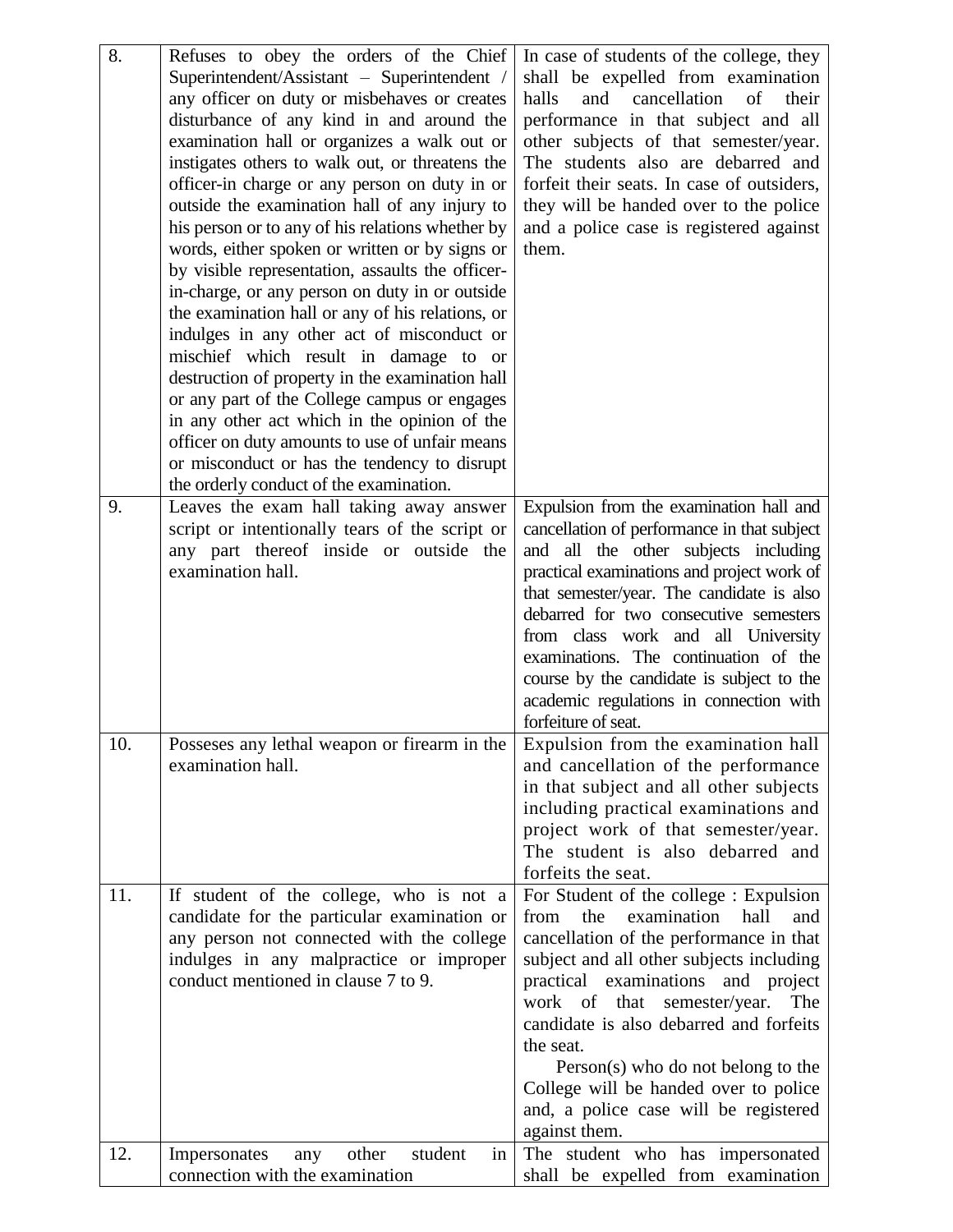| | | |
|---|---|---|
| 8. | Refuses to obey the orders of the Chief Superintendent/Assistant – Superintendent / any officer on duty or misbehaves or creates disturbance of any kind in and around the examination hall or organizes a walk out or instigates others to walk out, or threatens the officer-in charge or any person on duty in or outside the examination hall of any injury to his person or to any of his relations whether by words, either spoken or written or by signs or by visible representation, assaults the officer-in-charge, or any person on duty in or outside the examination hall or any of his relations, or indulges in any other act of misconduct or mischief which result in damage to or destruction of property in the examination hall or any part of the College campus or engages in any other act which in the opinion of the officer on duty amounts to use of unfair means or misconduct or has the tendency to disrupt the orderly conduct of the examination. | In case of students of the college, they shall be expelled from examination halls and cancellation of their performance in that subject and all other subjects of that semester/year. The students also are debarred and forfeit their seats. In case of outsiders, they will be handed over to the police and a police case is registered against them. |
| 9. | Leaves the exam hall taking away answer script or intentionally tears of the script or any part thereof inside or outside the examination hall. | Expulsion from the examination hall and cancellation of performance in that subject and all the other subjects including practical examinations and project work of that semester/year. The candidate is also debarred for two consecutive semesters from class work and all University examinations. The continuation of the course by the candidate is subject to the academic regulations in connection with forfeiture of seat. |
| 10. | Posseses any lethal weapon or firearm in the examination hall. | Expulsion from the examination hall and cancellation of the performance in that subject and all other subjects including practical examinations and project work of that semester/year. The student is also debarred and forfeits the seat. |
| 11. | If student of the college, who is not a candidate for the particular examination or any person not connected with the college indulges in any malpractice or improper conduct mentioned in clause 7 to 9. | For Student of the college : Expulsion from the examination hall and cancellation of the performance in that subject and all other subjects including practical examinations and project work of that semester/year. The candidate is also debarred and forfeits the seat.<br>Person(s) who do not belong to the College will be handed over to police and, a police case will be registered against them. |
| 12. | Impersonates any other student in connection with the examination | The student who has impersonated shall be expelled from examination |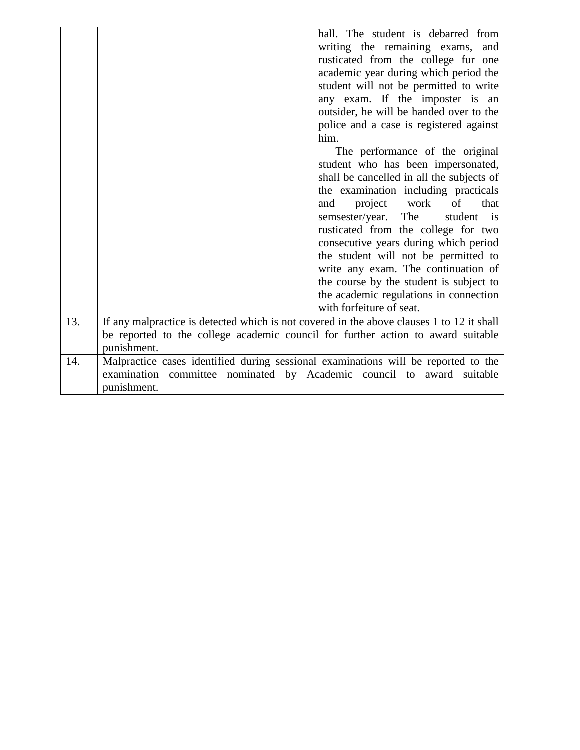| | | |
|---|---|---|
| | | hall. The student is debarred from writing the remaining exams, and rusticated from the college fur one academic year during which period the student will not be permitted to write any exam. If the imposter is an outsider, he will be handed over to the police and a case is registered against him. <br> The performance of the original student who has been impersonated, shall be cancelled in all the subjects of the examination including practicals and project work of that semsester/year. The student is rusticated from the college for two consecutive years during which period the student will not be permitted to write any exam. The continuation of the course by the student is subject to the academic regulations in connection with forfeiture of seat. |
| 13. | If any malpractice is detected which is not covered in the above clauses 1 to 12 it shall be reported to the college academic council for further action to award suitable punishment. | |
| 14. | Malpractice cases identified during sessional examinations will be reported to the examination committee nominated by Academic council to award suitable punishment. | |